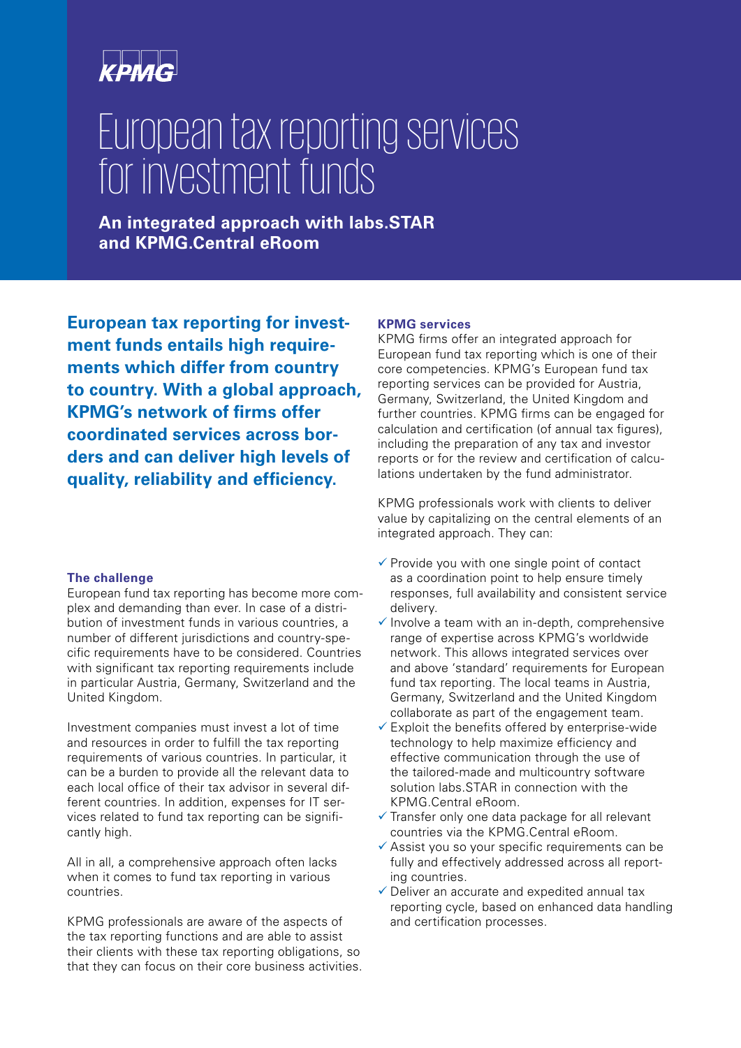KPMG

# European tax reporting services for investment funds

**An integrated approach with labs.STAR and KPMG.Central eRoom**

**European tax reporting for investment funds entails high requirements which differ from country to country. With a global approach, KPMG's network of firms offer coordinated services across borders and can deliver high levels of quality, reliability and efficiency.**

### The challenge

European fund tax reporting has become more complex and demanding than ever. In case of a distribution of investment funds in various countries, a number of different jurisdictions and country-specific requirements have to be considered. Countries with significant tax reporting requirements include in particular Austria, Germany, Switzerland and the United Kingdom.

Investment companies must invest a lot of time and resources in order to fulfill the tax reporting requirements of various countries. In particular, it can be a burden to provide all the relevant data to each local office of their tax advisor in several different countries. In addition, expenses for IT services related to fund tax reporting can be significantly high.

All in all, a comprehensive approach often lacks when it comes to fund tax reporting in various countries.

KPMG professionals are aware of the aspects of the tax reporting functions and are able to assist their clients with these tax reporting obligations, so that they can focus on their core business activities.

### KPMG services

KPMG firms offer an integrated approach for European fund tax reporting which is one of their core competencies. KPMG's European fund tax reporting services can be provided for Austria, Germany, Switzerland, the United Kingdom and further countries. KPMG firms can be engaged for calculation and certification (of annual tax figures), including the preparation of any tax and investor reports or for the review and certification of calculations undertaken by the fund administrator.

KPMG professionals work with clients to deliver value by capitalizing on the central elements of an integrated approach. They can:

- ✓ Provide you with one single point of contact as a coordination point to help ensure timely responses, full availability and consistent service delivery.
- ✓ Involve a team with an in-depth, comprehensive range of expertise across KPMG's worldwide network. This allows integrated services over and above 'standard' requirements for European fund tax reporting. The local teams in Austria, Germany, Switzerland and the United Kingdom collaborate as part of the engagement team.
- ✓ Exploit the benefits offered by enterprise-wide technology to help maximize efficiency and effective communication through the use of the tailored-made and multicountry software solution labs.STAR in connection with the KPMG.Central eRoom.
- ✓ Transfer only one data package for all relevant countries via the KPMG.Central eRoom.
- ✓ Assist you so your specific requirements can be fully and effectively addressed across all reporting countries.
- ✓ Deliver an accurate and expedited annual tax reporting cycle, based on enhanced data handling and certification processes.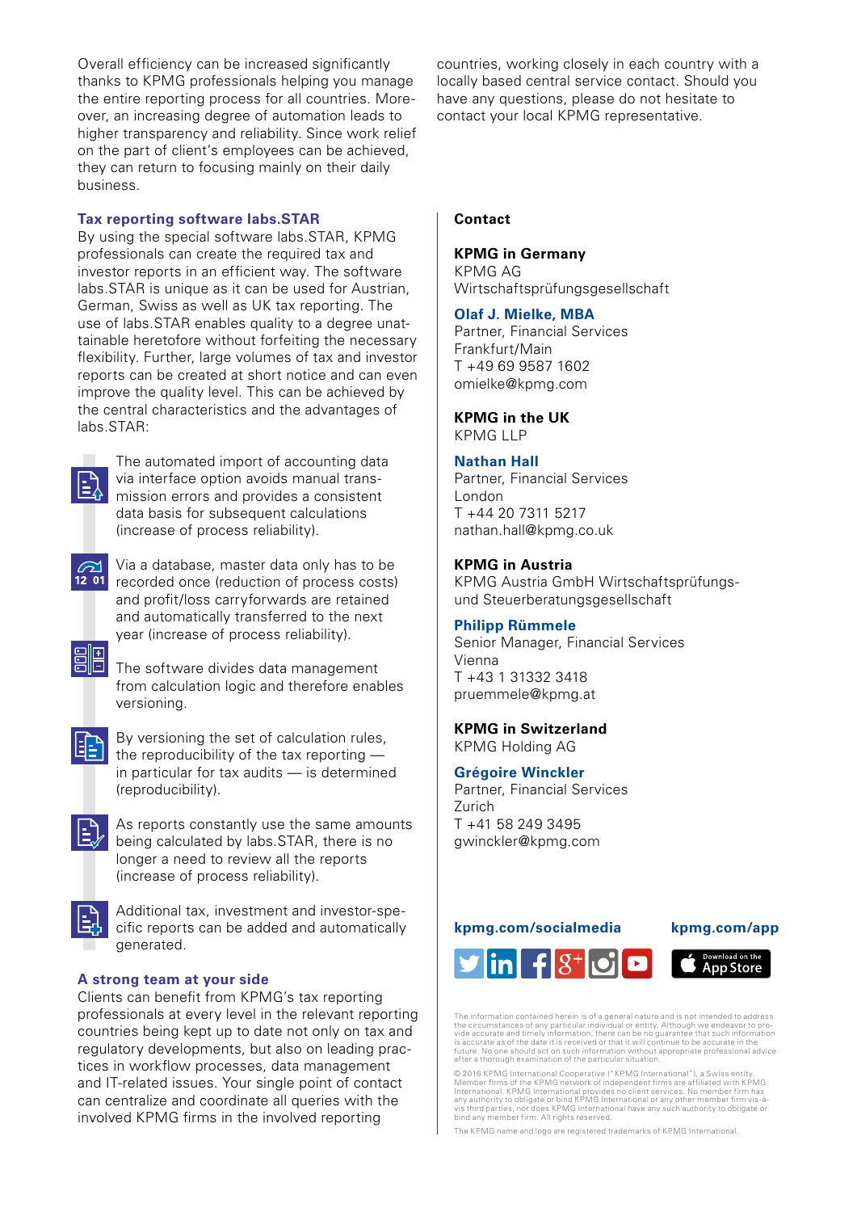Overall efficiency can be increased significantly thanks to KPMG professionals helping you manage the entire reporting process for all countries. Moreover, an increasing degree of automation leads to higher transparency and reliability. Since work relief on the part of client's employees can be achieved, they can return to focusing mainly on their daily business.

### Tax reporting software labs.STAR

By using the special software labs.STAR, KPMG professionals can create the required tax and investor reports in an efficient way. The software labs.STAR is unique as it can be used for Austrian, German, Swiss as well as UK tax reporting. The use of labs.STAR enables quality to a degree unattainable heretofore without forfeiting the necessary flexibility. Further, large volumes of tax and investor reports can be created at short notice and can even improve the quality level. This can be achieved by the central characteristics and the advantages of labs.STAR:

- The automated import of accounting data via interface option avoids manual transmission errors and provides a consistent data basis for subsequent calculations (increase of process reliability).
- Via a database, master data only has to be recorded once (reduction of process costs) and profit/loss carryforwards are retained and automatically transferred to the next year (increase of process reliability).
- The software divides data management from calculation logic and therefore enables versioning.
- By versioning the set of calculation rules, the reproducibility of the tax reporting — in particular for tax audits — is determined (reproducibility).
- As reports constantly use the same amounts being calculated by labs.STAR, there is no longer a need to review all the reports (increase of process reliability).
- Additional tax, investment and investor-specific reports can be added and automatically generated.

### A strong team at your side

Clients can benefit from KPMG's tax reporting professionals at every level in the relevant reporting countries being kept up to date not only on tax and regulatory developments, but also on leading practices in workflow processes, data management and IT-related issues. Your single point of contact can centralize and coordinate all queries with the involved KPMG firms in the involved reporting countries, working closely in each country with a locally based central service contact. Should you have any questions, please do not hesitate to contact your local KPMG representative.

### Contact

**KPMG in Germany**
KPMG AG
Wirtschaftsprüfungsgesellschaft

**Olaf J. Mielke, MBA**
Partner, Financial Services
Frankfurt/Main
T +49 69 9587 1602
omielke@kpmg.com

**KPMG in the UK**
KPMG LLP

**Nathan Hall**
Partner, Financial Services
London
T +44 20 7311 5217
nathan.hall@kpmg.co.uk

**KPMG in Austria**
KPMG Austria GmbH Wirtschaftsprüfungs- und Steuerberatungsgesellschaft

**Philipp Rümmele**
Senior Manager, Financial Services
Vienna
T +43 1 31332 3418
pruemmele@kpmg.at

**KPMG in Switzerland**
KPMG Holding AG

**Grégoire Winckler**
Partner, Financial Services
Zurich
T +41 58 249 3495
gwinckler@kpmg.com

**kpmg.com/socialmedia**

**kpmg.com/app**

Download on the App Store

The information contained herein is of a general nature and is not intended to address the circumstances of any particular individual or entity. Although we endeavor to provide accurate and timely information, there can be no guarantee that such information is accurate as of the date it is received or that it will continue to be accurate in the future. No one should act on such information without appropriate professional advice after a thorough examination of the particular situation.

© 2016 KPMG International Cooperative ("KPMG International"), a Swiss entity. Member firms of the KPMG network of independent firms are affiliated with KPMG International. KPMG International provides no client services. No member firm has any authority to obligate or bind KPMG International or any other member firm vis-à-vis third parties, nor does KPMG International have any such authority to obligate or bind any member firm. All rights reserved.

The KPMG name and logo are registered trademarks of KPMG International.